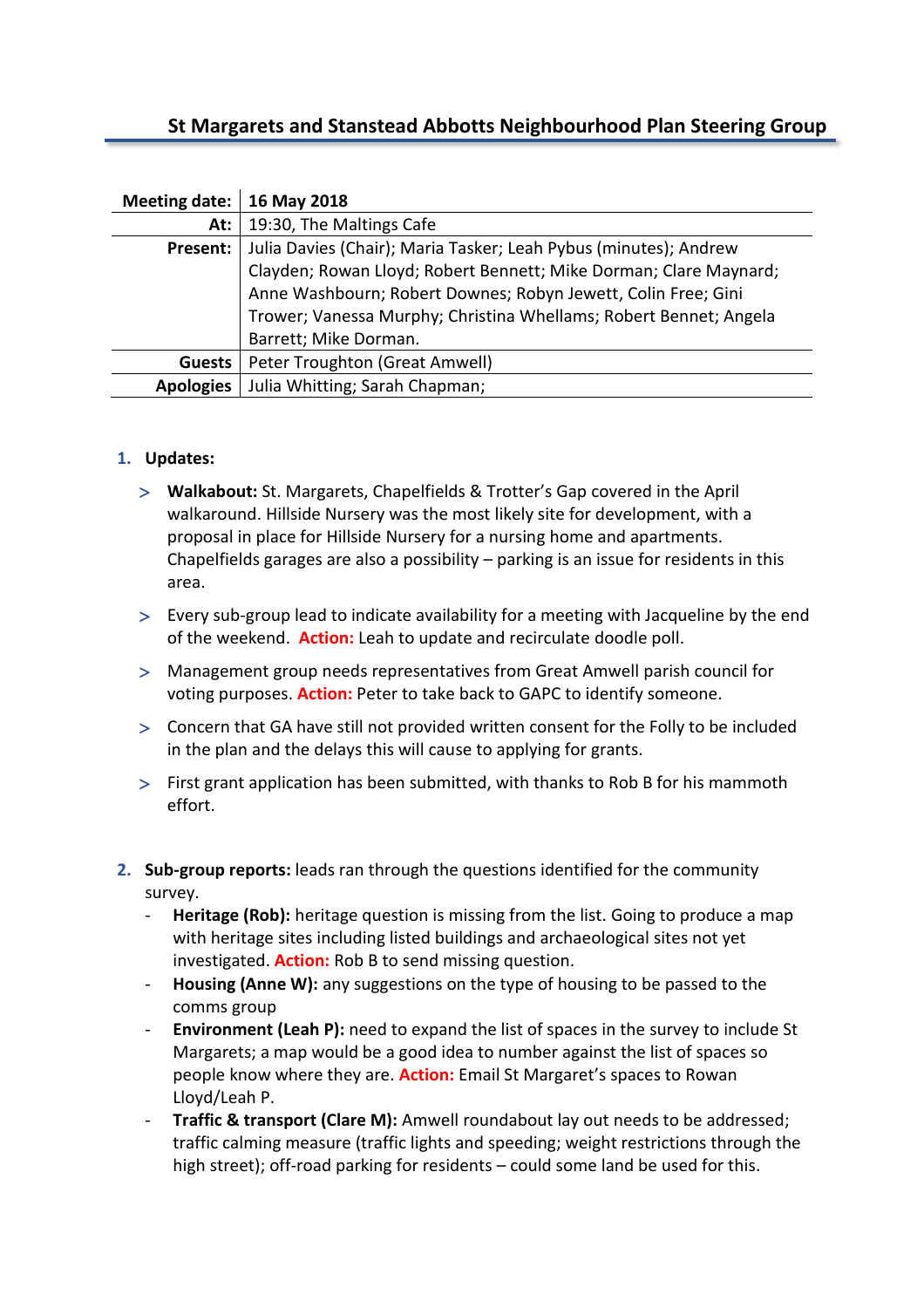# St Margarets and Stanstead Abbotts Neighbourhood Plan Steering Group

| | |
|---|---|
| **Meeting date:** | **16 May 2018** |
| **At:** | 19:30, The Maltings Cafe |
| **Present:** | Julia Davies (Chair); Maria Tasker; Leah Pybus (minutes); Andrew Clayden; Rowan Lloyd; Robert Bennett; Mike Dorman; Clare Maynard; Anne Washbourn; Robert Downes; Robyn Jewett, Colin Free; Gini Trower; Vanessa Murphy; Christina Whellams; Robert Bennet; Angela Barrett; Mike Dorman. |
| **Guests** | Peter Troughton (Great Amwell) |
| **Apologies** | Julia Whitting; Sarah Chapman; |

1. **Updates:**

   - **Walkabout:** St. Margarets, Chapelfields & Trotter's Gap covered in the April walkaround. Hillside Nursery was the most likely site for development, with a proposal in place for Hillside Nursery for a nursing home and apartments. Chapelfields garages are also a possibility – parking is an issue for residents in this area.
   - Every sub-group lead to indicate availability for a meeting with Jacqueline by the end of the weekend. **Action:** Leah to update and recirculate doodle poll.
   - Management group needs representatives from Great Amwell parish council for voting purposes. **Action:** Peter to take back to GAPC to identify someone.
   - Concern that GA have still not provided written consent for the Folly to be included in the plan and the delays this will cause to applying for grants.
   - First grant application has been submitted, with thanks to Rob B for his mammoth effort.

2. **Sub-group reports:** leads ran through the questions identified for the community survey.
   - **Heritage (Rob):** heritage question is missing from the list. Going to produce a map with heritage sites including listed buildings and archaeological sites not yet investigated. **Action:** Rob B to send missing question.
   - **Housing (Anne W):** any suggestions on the type of housing to be passed to the comms group
   - **Environment (Leah P):** need to expand the list of spaces in the survey to include St Margarets; a map would be a good idea to number against the list of spaces so people know where they are. **Action:** Email St Margaret's spaces to Rowan Lloyd/Leah P.
   - **Traffic & transport (Clare M):** Amwell roundabout lay out needs to be addressed; traffic calming measure (traffic lights and speeding; weight restrictions through the high street); off-road parking for residents – could some land be used for this.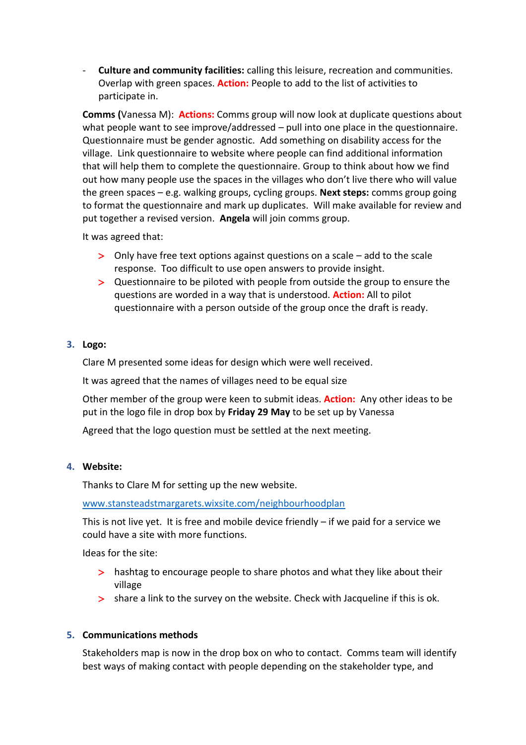- **Culture and community facilities:** calling this leisure, recreation and communities. Overlap with green spaces. **Action:** People to add to the list of activities to participate in.

**Comms (**Vanessa M): **Actions:** Comms group will now look at duplicate questions about what people want to see improve/addressed – pull into one place in the questionnaire. Questionnaire must be gender agnostic. Add something on disability access for the village. Link questionnaire to website where people can find additional information that will help them to complete the questionnaire. Group to think about how we find out how many people use the spaces in the villages who don't live there who will value the green spaces – e.g. walking groups, cycling groups. **Next steps:** comms group going to format the questionnaire and mark up duplicates. Will make available for review and put together a revised version. **Angela** will join comms group.

It was agreed that:

- Only have free text options against questions on a scale – add to the scale response. Too difficult to use open answers to provide insight.
- Questionnaire to be piloted with people from outside the group to ensure the questions are worded in a way that is understood. **Action:** All to pilot questionnaire with a person outside of the group once the draft is ready.

## 3. Logo:

Clare M presented some ideas for design which were well received.

It was agreed that the names of villages need to be equal size

Other member of the group were keen to submit ideas. **Action:** Any other ideas to be put in the logo file in drop box by **Friday 29 May** to be set up by Vanessa

Agreed that the logo question must be settled at the next meeting.

## 4. Website:

Thanks to Clare M for setting up the new website.

[www.stansteadstmargarets.wixsite.com/neighbourhoodplan](www.stansteadstmargarets.wixsite.com/neighbourhoodplan)

This is not live yet. It is free and mobile device friendly – if we paid for a service we could have a site with more functions.

Ideas for the site:

- hashtag to encourage people to share photos and what they like about their village
- share a link to the survey on the website. Check with Jacqueline if this is ok.

## 5. Communications methods

Stakeholders map is now in the drop box on who to contact. Comms team will identify best ways of making contact with people depending on the stakeholder type, and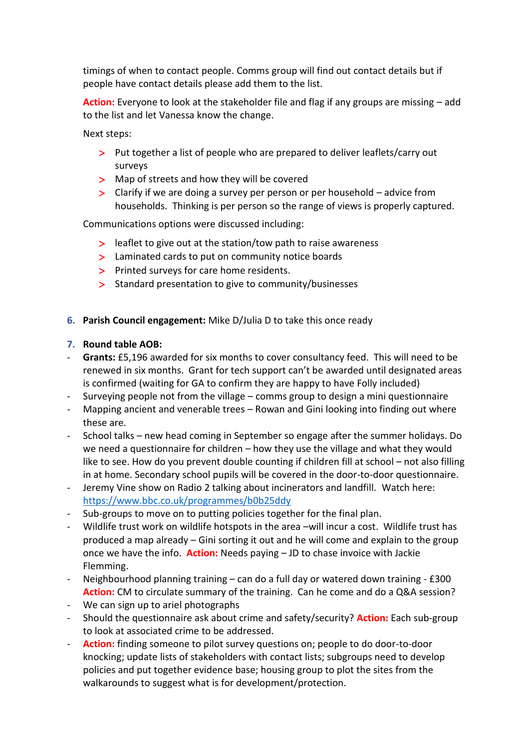timings of when to contact people. Comms group will find out contact details but if people have contact details please add them to the list.

**Action:** Everyone to look at the stakeholder file and flag if any groups are missing – add to the list and let Vanessa know the change.

Next steps:

- Put together a list of people who are prepared to deliver leaflets/carry out surveys
- Map of streets and how they will be covered
- Clarify if we are doing a survey per person or per household – advice from households. Thinking is per person so the range of views is properly captured.

Communications options were discussed including:

- leaflet to give out at the station/tow path to raise awareness
- Laminated cards to put on community notice boards
- Printed surveys for care home residents.
- Standard presentation to give to community/businesses

6. **Parish Council engagement:** Mike D/Julia D to take this once ready

7. **Round table AOB:**

- **Grants:** £5,196 awarded for six months to cover consultancy feed. This will need to be renewed in six months. Grant for tech support can't be awarded until designated areas is confirmed (waiting for GA to confirm they are happy to have Folly included)
- Surveying people not from the village – comms group to design a mini questionnaire
- Mapping ancient and venerable trees – Rowan and Gini looking into finding out where these are.
- School talks – new head coming in September so engage after the summer holidays. Do we need a questionnaire for children – how they use the village and what they would like to see. How do you prevent double counting if children fill at school – not also filling in at home. Secondary school pupils will be covered in the door-to-door questionnaire.
- Jeremy Vine show on Radio 2 talking about incinerators and landfill. Watch here: https://www.bbc.co.uk/programmes/b0b25ddy
- Sub-groups to move on to putting policies together for the final plan.
- Wildlife trust work on wildlife hotspots in the area –will incur a cost. Wildlife trust has produced a map already – Gini sorting it out and he will come and explain to the group once we have the info. **Action:** Needs paying – JD to chase invoice with Jackie Flemming.
- Neighbourhood planning training – can do a full day or watered down training - £300 **Action:** CM to circulate summary of the training. Can he come and do a Q&A session?
- We can sign up to ariel photographs
- Should the questionnaire ask about crime and safety/security? **Action:** Each sub-group to look at associated crime to be addressed.
- **Action:** finding someone to pilot survey questions on; people to do door-to-door knocking; update lists of stakeholders with contact lists; subgroups need to develop policies and put together evidence base; housing group to plot the sites from the walkarounds to suggest what is for development/protection.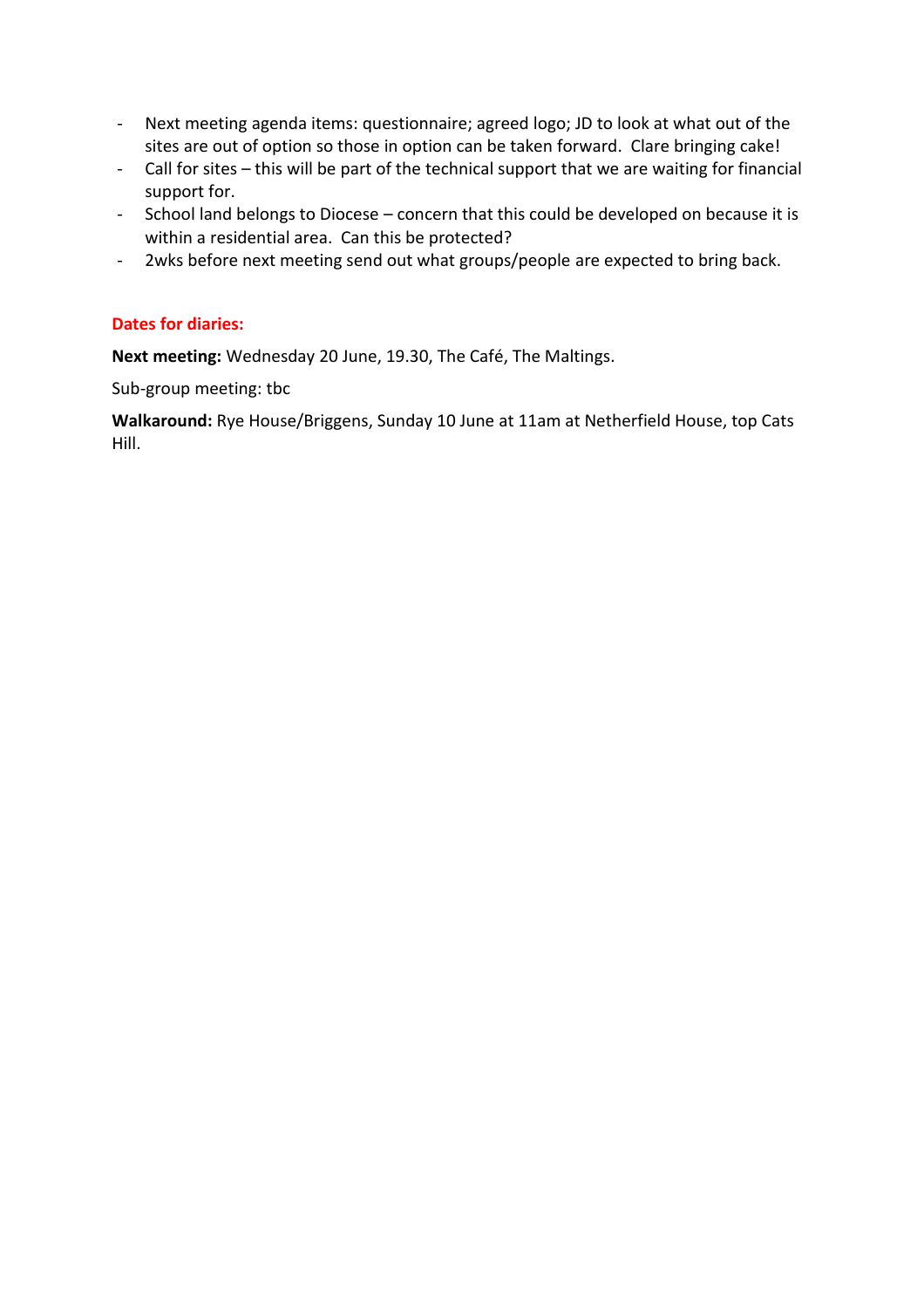- Next meeting agenda items: questionnaire; agreed logo; JD to look at what out of the sites are out of option so those in option can be taken forward. Clare bringing cake!
- Call for sites – this will be part of the technical support that we are waiting for financial support for.
- School land belongs to Diocese – concern that this could be developed on because it is within a residential area. Can this be protected?
- 2wks before next meeting send out what groups/people are expected to bring back.

**Dates for diaries:**

**Next meeting:** Wednesday 20 June, 19.30, The Café, The Maltings.

Sub-group meeting: tbc

**Walkaround:** Rye House/Briggens, Sunday 10 June at 11am at Netherfield House, top Cats Hill.